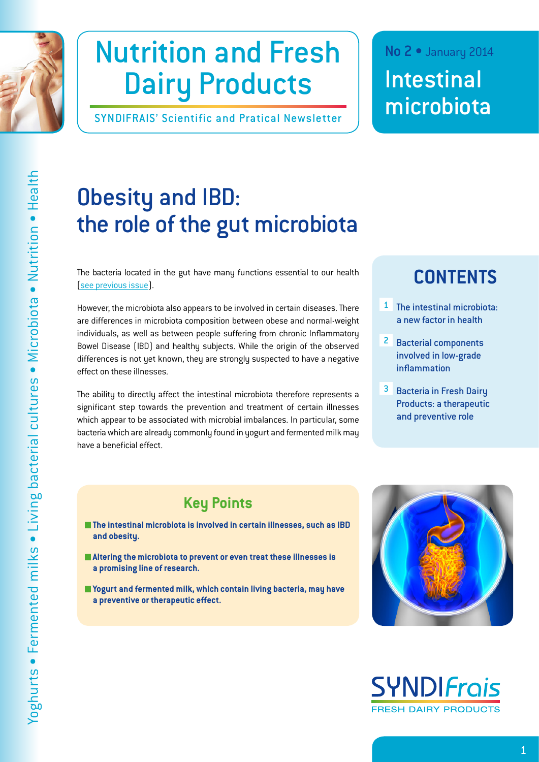# Nutrition and Fresh Dairy Products

SYNDIFRAIS' Scientific and Pratical Newsletter

No 2 • January 2014

**Intestinal microbiota**

Yoghurts • Fermented milks • Living bacterial cultures • Microbiota • Nutrition • Health

## Obesity and IBD: the role of the gut microbiota

The bacteria located in the gut have many functions essential to our health (see previous issue).

However, the microbiota also appears to be involved in certain diseases. There are differences in microbiota composition between obese and normal-weight individuals, as well as between people suffering from chronic Inflammatory Bowel Disease (IBD) and healthy subjects. While the origin of the observed differences is not yet known, they are strongly suspected to have a negative effect on these illnesses.

The ability to directly affect the intestinal microbiota therefore represents a significant step towards the prevention and treatment of certain illnesses which appear to be associated with microbial imbalances. In particular, some bacteria which are already commonly found in yogurt and fermented milk may have a beneficial effect.

### CONTENTS

1. The intestinal microbiota: a new factor in health
2. Bacterial components involved in low-grade inflammation
3. Bacteria in Fresh Dairy Products: a therapeutic and preventive role

### Key Points

- **The intestinal microbiota is involved in certain illnesses, such as IBD and obesity.**
- **Altering the microbiota to prevent or even treat these illnesses is a promising line of research.**
- **Yogurt and fermented milk, which contain living bacteria, may have a preventive or therapeutic effect.**

SYNDIFrais
FRESH DAIRY PRODUCTS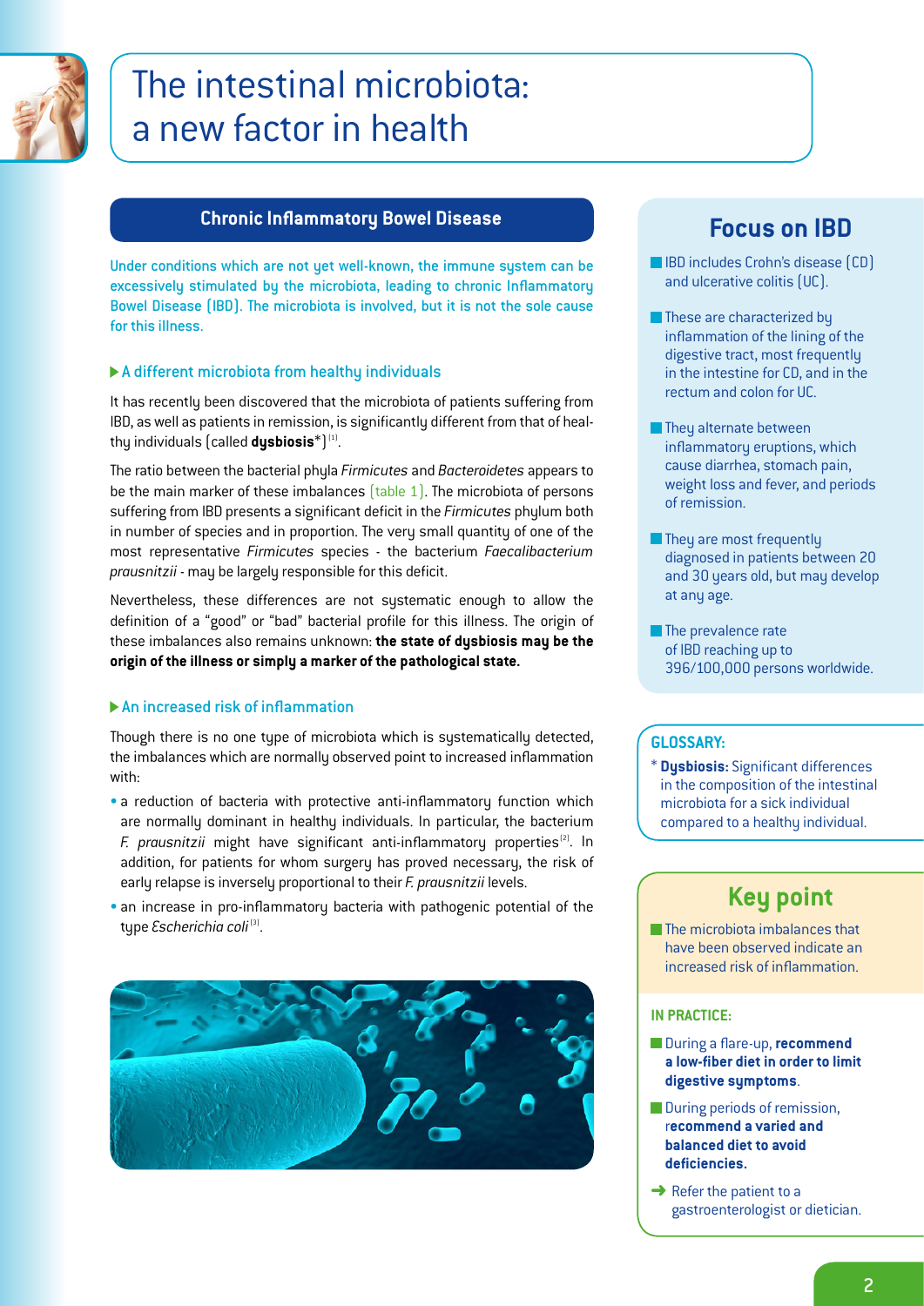# The intestinal microbiota: a new factor in health

## Chronic Inflammatory Bowel Disease

Under conditions which are not yet well-known, the immune system can be excessively stimulated by the microbiota, leading to chronic Inflammatory Bowel Disease (IBD). The microbiota is involved, but it is not the sole cause for this illness.

### ▶ A different microbiota from healthy individuals

It has recently been discovered that the microbiota of patients suffering from IBD, as well as patients in remission, is significantly different from that of healthy individuals (called **dysbiosis***)[1].

The ratio between the bacterial phyla *Firmicutes* and *Bacteroidetes* appears to be the main marker of these imbalances (table 1). The microbiota of persons suffering from IBD presents a significant deficit in the *Firmicutes* phylum both in number of species and in proportion. The very small quantity of one of the most representative *Firmicutes* species - the bacterium *Faecalibacterium prausnitzii* - may be largely responsible for this deficit.

Nevertheless, these differences are not systematic enough to allow the definition of a "good" or "bad" bacterial profile for this illness. The origin of these imbalances also remains unknown: **the state of dysbiosis may be the origin of the illness or simply a marker of the pathological state.**

### ▶ An increased risk of inflammation

Though there is no one type of microbiota which is systematically detected, the imbalances which are normally observed point to increased inflammation with:

- a reduction of bacteria with protective anti-inflammatory function which are normally dominant in healthy individuals. In particular, the bacterium *F. prausnitzii* might have significant anti-inflammatory properties[2]. In addition, for patients for whom surgery has proved necessary, the risk of early relapse is inversely proportional to their *F. prausnitzii* levels.
- an increase in pro-inflammatory bacteria with pathogenic potential of the type *Escherichia coli*[3].

## Focus on IBD

- IBD includes Crohn's disease (CD) and ulcerative colitis (UC).
- These are characterized by inflammation of the lining of the digestive tract, most frequently in the intestine for CD, and in the rectum and colon for UC.
- They alternate between inflammatory eruptions, which cause diarrhea, stomach pain, weight loss and fever, and periods of remission.
- They are most frequently diagnosed in patients between 20 and 30 years old, but may develop at any age.
- The prevalence rate of IBD reaching up to 396/100,000 persons worldwide.

**GLOSSARY:**

* **Dysbiosis:** Significant differences in the composition of the intestinal microbiota for a sick individual compared to a healthy individual.

## Key point

- The microbiota imbalances that have been observed indicate an increased risk of inflammation.

**IN PRACTICE:**

- During a flare-up, **recommend a low-fiber diet in order to limit digestive symptoms**.
- During periods of remission, r**ecommend a varied and balanced diet to avoid deficiencies.**

➜ Refer the patient to a gastroenterologist or dietician.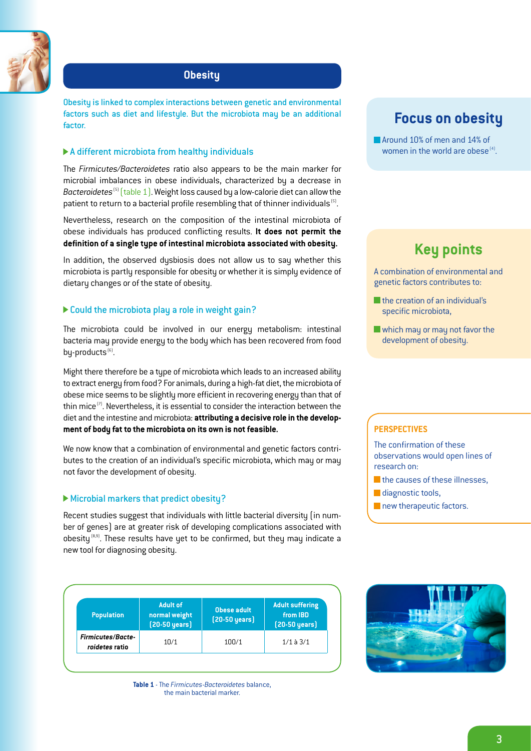## Obesity

Obesity is linked to complex interactions between genetic and environmental factors such as diet and lifestyle. But the microbiota may be an additional factor.

### A different microbiota from healthy individuals

The *Firmicutes/Bacteroidetes* ratio also appears to be the main marker for microbial imbalances in obese individuals, characterized by a decrease in *Bacteroidetes*[5] (table 1). Weight loss caused by a low-calorie diet can allow the patient to return to a bacterial profile resembling that of thinner individuals[5].

Nevertheless, research on the composition of the intestinal microbiota of obese individuals has produced conflicting results. **It does not permit the definition of a single type of intestinal microbiota associated with obesity.**

In addition, the observed dysbiosis does not allow us to say whether this microbiota is partly responsible for obesity or whether it is simply evidence of dietary changes or of the state of obesity.

### Could the microbiota play a role in weight gain?

The microbiota could be involved in our energy metabolism: intestinal bacteria may provide energy to the body which has been recovered from food by-products[6].

Might there therefore be a type of microbiota which leads to an increased ability to extract energy from food? For animals, during a high-fat diet, the microbiota of obese mice seems to be slightly more efficient in recovering energy than that of thin mice[7]. Nevertheless, it is essential to consider the interaction between the diet and the intestine and microbiota: **attributing a decisive role in the development of body fat to the microbiota on its own is not feasible.**

We now know that a combination of environmental and genetic factors contributes to the creation of an individual's specific microbiota, which may or may not favor the development of obesity.

### Microbial markers that predict obesity?

Recent studies suggest that individuals with little bacterial diversity (number of genes) are at greater risk of developing complications associated with obesity[8,9]. These results have yet to be confirmed, but they may indicate a new tool for diagnosing obesity.

| Population | Adult of normal weight (20-50 years) | Obese adult (20-50 years) | Adult suffering from IBD (20-50 years) |
|---|---|---|---|
| *Firmicutes/Bacteroidetes* ratio | 10/1 | 100/1 | 1/1 à 3/1 |

**Table 1** - The *Firmicutes-Bacteroidetes* balance, the main bacterial marker.

## Focus on obesity

- Around 10% of men and 14% of women in the world are obese[4].

## Key points

A combination of environmental and genetic factors contributes to:

- the creation of an individual's specific microbiota,
- which may or may not favor the development of obesity.

### PERSPECTIVES

The confirmation of these observations would open lines of research on:

- the causes of these illnesses,
- diagnostic tools,
- new therapeutic factors.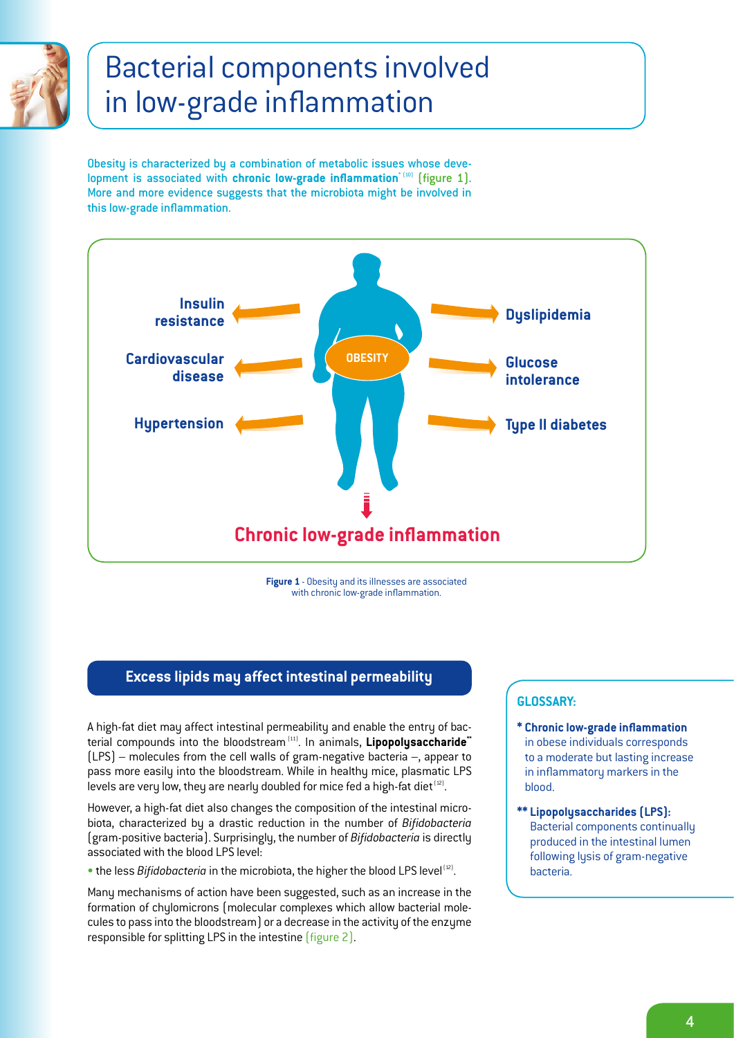# Bacterial components involved in low-grade inflammation

Obesity is characterized by a combination of metabolic issues whose development is associated with **chronic low-grade inflammation**\* [10] (figure 1). More and more evidence suggests that the microbiota might be involved in this low-grade inflammation.

Insulin resistance

Cardiovascular disease

Hypertension

OBESITY

Dyslipidemia

Glucose intolerance

Type II diabetes

Chronic low-grade inflammation

**Figure 1** - Obesity and its illnesses are associated with chronic low-grade inflammation.

## Excess lipids may affect intestinal permeability

A high-fat diet may affect intestinal permeability and enable the entry of bacterial compounds into the bloodstream [11]. In animals, **Lipopolysaccharide**\*\* (LPS) – molecules from the cell walls of gram-negative bacteria –, appear to pass more easily into the bloodstream. While in healthy mice, plasmatic LPS levels are very low, they are nearly doubled for mice fed a high-fat diet [12].

However, a high-fat diet also changes the composition of the intestinal microbiota, characterized by a drastic reduction in the number of *Bifidobacteria* (gram-positive bacteria). Surprisingly, the number of *Bifidobacteria* is directly associated with the blood LPS level:

- the less *Bifidobacteria* in the microbiota, the higher the blood LPS level [12].

Many mechanisms of action have been suggested, such as an increase in the formation of chylomicrons (molecular complexes which allow bacterial molecules to pass into the bloodstream) or a decrease in the activity of the enzyme responsible for splitting LPS in the intestine (figure 2).

### GLOSSARY:

**\* Chronic low-grade inflammation** in obese individuals corresponds to a moderate but lasting increase in inflammatory markers in the blood.

**\*\* Lipopolysaccharides (LPS):** Bacterial components continually produced in the intestinal lumen following lysis of gram-negative bacteria.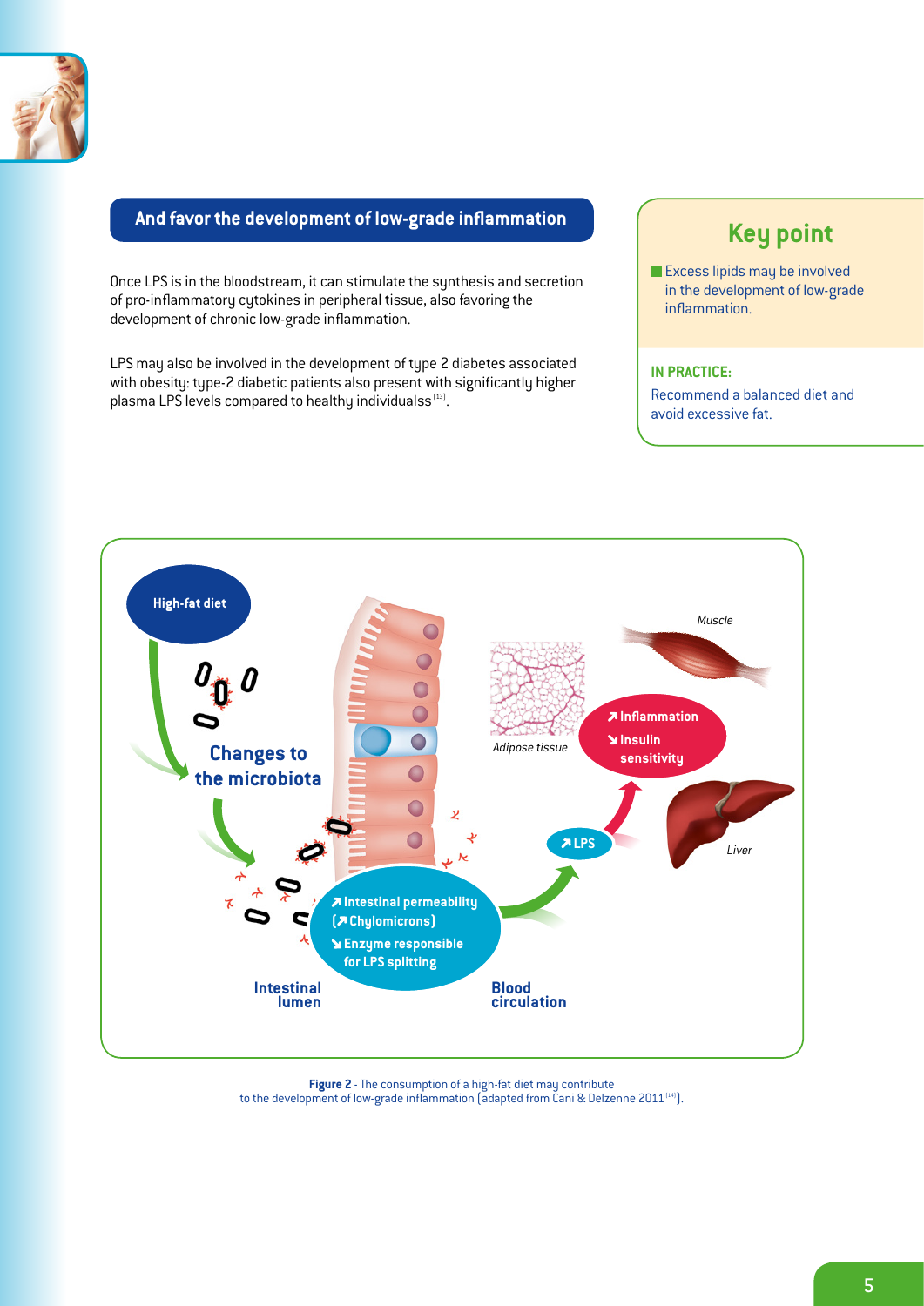## And favor the development of low-grade inflammation

Once LPS is in the bloodstream, it can stimulate the synthesis and secretion of pro-inflammatory cytokines in peripheral tissue, also favoring the development of chronic low-grade inflammation.

LPS may also be involved in the development of type 2 diabetes associated with obesity: type-2 diabetic patients also present with significantly higher plasma LPS levels compared to healthy individuals[13].

### Key point

- Excess lipids may be involved in the development of low-grade inflammation.

**IN PRACTICE:**

Recommend a balanced diet and avoid excessive fat.

High-fat diet

Changes to the microbiota

↗ Intestinal permeability (↗ Chylomicrons)

↘ Enzyme responsible for LPS splitting

Intestinal lumen

Blood circulation

↗ LPS

Adipose tissue

Muscle

Liver

↗ Inflammation

↘ Insulin sensitivity

**Figure 2** - The consumption of a high-fat diet may contribute to the development of low-grade inflammation (adapted from Cani & Delzenne 2011[14]).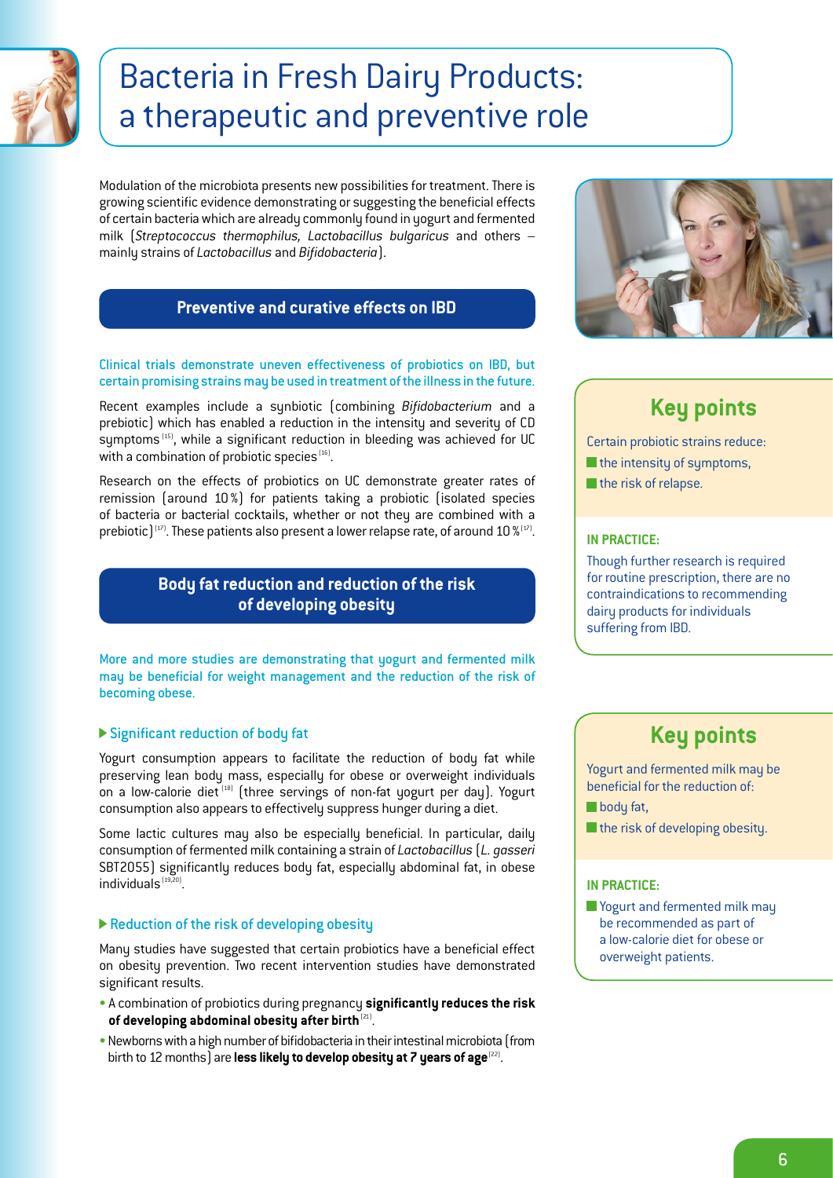# Bacteria in Fresh Dairy Products: a therapeutic and preventive role

Modulation of the microbiota presents new possibilities for treatment. There is growing scientific evidence demonstrating or suggesting the beneficial effects of certain bacteria which are already commonly found in yogurt and fermented milk (*Streptococcus thermophilus, Lactobacillus bulgaricus* and others – mainly strains of *Lactobacillus* and *Bifidobacteria*).

## Preventive and curative effects on IBD

Clinical trials demonstrate uneven effectiveness of probiotics on IBD, but certain promising strains may be used in treatment of the illness in the future.

Recent examples include a synbiotic (combining *Bifidobacterium* and a prebiotic) which has enabled a reduction in the intensity and severity of CD symptoms [15], while a significant reduction in bleeding was achieved for UC with a combination of probiotic species [16].

Research on the effects of probiotics on UC demonstrate greater rates of remission (around 10 %) for patients taking a probiotic (isolated species of bacteria or bacterial cocktails, whether or not they are combined with a prebiotic) [17]. These patients also present a lower relapse rate, of around 10 % [17].

### Key points

Certain probiotic strains reduce:

- the intensity of symptoms,
- the risk of relapse.

**IN PRACTICE:**

Though further research is required for routine prescription, there are no contraindications to recommending dairy products for individuals suffering from IBD.

## Body fat reduction and reduction of the risk of developing obesity

More and more studies are demonstrating that yogurt and fermented milk may be beneficial for weight management and the reduction of the risk of becoming obese.

### ▶ Significant reduction of body fat

Yogurt consumption appears to facilitate the reduction of body fat while preserving lean body mass, especially for obese or overweight individuals on a low-calorie diet [18] (three servings of non-fat yogurt per day). Yogurt consumption also appears to effectively suppress hunger during a diet.

Some lactic cultures may also be especially beneficial. In particular, daily consumption of fermented milk containing a strain of *Lactobacillus* (*L. gasseri* SBT2055) significantly reduces body fat, especially abdominal fat, in obese individuals [19,20].

### ▶ Reduction of the risk of developing obesity

Many studies have suggested that certain probiotics have a beneficial effect on obesity prevention. Two recent intervention studies have demonstrated significant results.

- A combination of probiotics during pregnancy **significantly reduces the risk of developing abdominal obesity after birth** [21].
- Newborns with a high number of bifidobacteria in their intestinal microbiota (from birth to 12 months) are **less likely to develop obesity at 7 years of age** [22].

### Key points

Yogurt and fermented milk may be beneficial for the reduction of:

- body fat,
- the risk of developing obesity.

**IN PRACTICE:**

- Yogurt and fermented milk may be recommended as part of a low-calorie diet for obese or overweight patients.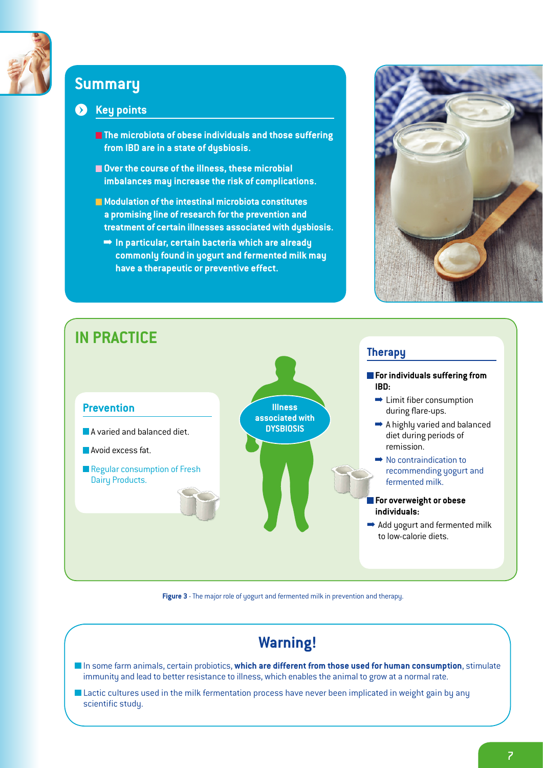## Summary

### Key points

- The microbiota of obese individuals and those suffering from IBD are in a state of dysbiosis.
- Over the course of the illness, these microbial imbalances may increase the risk of complications.
- Modulation of the intestinal microbiota constitutes a promising line of research for the prevention and treatment of certain illnesses associated with dysbiosis.
  - ➡ In particular, certain bacteria which are already commonly found in yogurt and fermented milk may have a therapeutic or preventive effect.

## IN PRACTICE

### Prevention

- A varied and balanced diet.
- Avoid excess fat.
- Regular consumption of Fresh Dairy Products.

Illness associated with DYSBIOSIS

### Therapy

- **For individuals suffering from IBD:**
  - ➡ Limit fiber consumption during flare-ups.
  - ➡ A highly varied and balanced diet during periods of remission.
  - ➡ No contraindication to recommending yogurt and fermented milk.
- **For overweight or obese individuals:**
  - ➡ Add yogurt and fermented milk to low-calorie diets.

**Figure 3** - The major role of yogurt and fermented milk in prevention and therapy.

## Warning!

- In some farm animals, certain probiotics, **which are different from those used for human consumption**, stimulate immunity and lead to better resistance to illness, which enables the animal to grow at a normal rate.
- Lactic cultures used in the milk fermentation process have never been implicated in weight gain by any scientific study.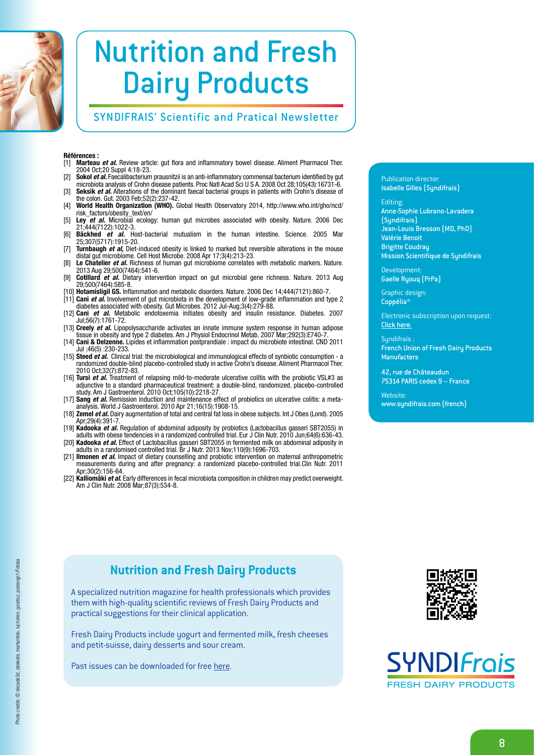# Nutrition and Fresh Dairy Products

SYNDIFRAIS' Scientific and Pratical Newsletter

**Références :**

[1] **Marteau** ***et al.*** Review article: gut flora and inflammatory bowel disease. Aliment Pharmacol Ther. 2004 Oct;20 Suppl 4:18-23.

[2] **Sokol** ***et al.*** Faecalibacterium prausnitzii is an anti-inflammatory commensal bacterium identified by gut microbiota analysis of Crohn disease patients. Proc Natl Acad Sci U S A. 2008 Oct 28;105(43):16731-6.

[3] **Seksik** ***et al.*** Alterations of the dominant faecal bacterial groups in patients with Crohn's disease of the colon. Gut. 2003 Feb;52(2):237-42.

[4] **World Health Organization (WHO).** Global Health Observatory 2014, http://www.who.int/gho/ncd/risk_factors/obesity_text/en/

[5] **Ley** ***et al.*** Microbial ecology: human gut microbes associated with obesity. Nature. 2006 Dec 21;444(7122):1022-3.

[6] **Bäckhed** ***et al.*** Host-bacterial mutualism in the human intestine. Science. 2005 Mar 25;307(5717):1915-20.

[7] **Turnbaugh** ***et al,*** Diet-induced obesity is linked to marked but reversible alterations in the mouse distal gut microbiome. Cell Host Microbe. 2008 Apr 17;3(4):213-23.

[8] **Le Chatelier** ***et al.*** Richness of human gut microbiome correlates with metabolic markers. Nature. 2013 Aug 29;500(7464):541-6.

[9] **Cotillard** ***et al.*** Dietary intervention impact on gut microbial gene richness. Nature. 2013 Aug 29;500(7464):585-8.

[10] **Hotamisligil GS.** Inflammation and metabolic disorders. Nature. 2006 Dec 14;444(7121):860-7.

[11] **Cani** ***et al.*** Involvement of gut microbiota in the development of low-grade inflammation and type 2 diabetes associated with obesity. Gut Microbes. 2012 Jul-Aug;3(4):279-88.

[12] **Cani** ***et al.*** Metabolic endotoxemia initiates obesity and insulin resistance. Diabetes. 2007 Jul;56(7):1761-72.

[13] **Creely** ***et al.*** Lipopolysaccharide activates an innate immune system response in human adipose tissue in obesity and type 2 diabetes. Am J Physiol Endocrinol Metab. 2007 Mar;292(3):E740-7.

[14] **Cani & Delzenne.** Lipides et inflammation postprandiale : impact du microbiote intestinal. CND 2011 Jul ;46(5) :230-233.

[15] **Steed** ***et al.*** Clinical trial: the microbiological and immunological effects of synbiotic consumption - a randomized double-blind placebo-controlled study in active Crohn's disease. Aliment Pharmacol Ther. 2010 Oct;32(7):872-83.

[16] **Tursi** ***et al.*** Treatment of relapsing mild-to-moderate ulcerative colitis with the probiotic VSL#3 as adjunctive to a standard pharmaceutical treatment: a double-blind, randomized, placebo-controlled study. Am J Gastroenterol. 2010 Oct;105(10):2218-27.

[17] **Sang** ***et al.*** Remission induction and maintenance effect of probiotics on ulcerative colitis: a meta-analysis. World J Gastroenterol. 2010 Apr 21;16(15):1908-15.

[18] **Zemel** ***et al.*** Dairy augmentation of total and central fat loss in obese subjects. Int J Obes (Lond). 2005 Apr;29(4):391-7.

[19] **Kadooka** ***et al.*** Regulation of abdominal adiposity by probiotics (Lactobacillus gasseri SBT2055) in adults with obese tendencies in a randomized controlled trial. Eur J Clin Nutr. 2010 Jun;64(6):636-43.

[20] **Kadooka** ***et al.*** Effect of Lactobacillus gasseri SBT2055 in fermented milk on abdominal adiposity in adults in a randomised controlled trial. Br J Nutr. 2013 Nov;110(9):1696-703.

[21] **Ilmonen** ***et al.*** Impact of dietary counselling and probiotic intervention on maternal anthropometric measurements during and after pregnancy: a randomized placebo-controlled trial.Clin Nutr. 2011 Apr;30(2):156-64.

[22] **Kalliomäki** ***et al.*** Early differences in fecal microbiota composition in children may predict overweight. Am J Clin Nutr. 2008 Mar;87(3):534-8.

Publication director:
**Isabelle Gilles (Syndifrais)**

Editing:
**Anne-Sophie Lubrano-Lavadera (Syndifrais)**
**Jean-Louis Bresson (MD, PhD)**
**Valérie Benoit**
**Brigitte Coudray**
**Mission Scientifique de Syndifrais**

Development:
**Gaelle Ryouq (PrPa)**

Graphic design:
**Coppélia®**

Electronic subscription upon request:
**Click here.**

Syndifrais :
**French Union of Fresh Dairy Products Manufacters**

**42, rue de Châteaudun**
**75314 PARIS cedex 9 – France**

Website:
**www.syndifrais.com (french)**

## Nutrition and Fresh Dairy Products

A specialized nutrition magazine for health professionals which provides them with high-quality scientific reviews of Fresh Dairy Products and practical suggestions for their clinical application.

Fresh Dairy Products include yogurt and fermented milk, fresh cheeses and petit-suisse, dairy desserts and sour cream.

Past issues can be downloaded for free here.

SYNDIFrais
FRESH DAIRY PRODUCTS

Photo credits : © decade3d, stokkete, martanfoto, luchshen, goodluz, psdesign1/Fotolia